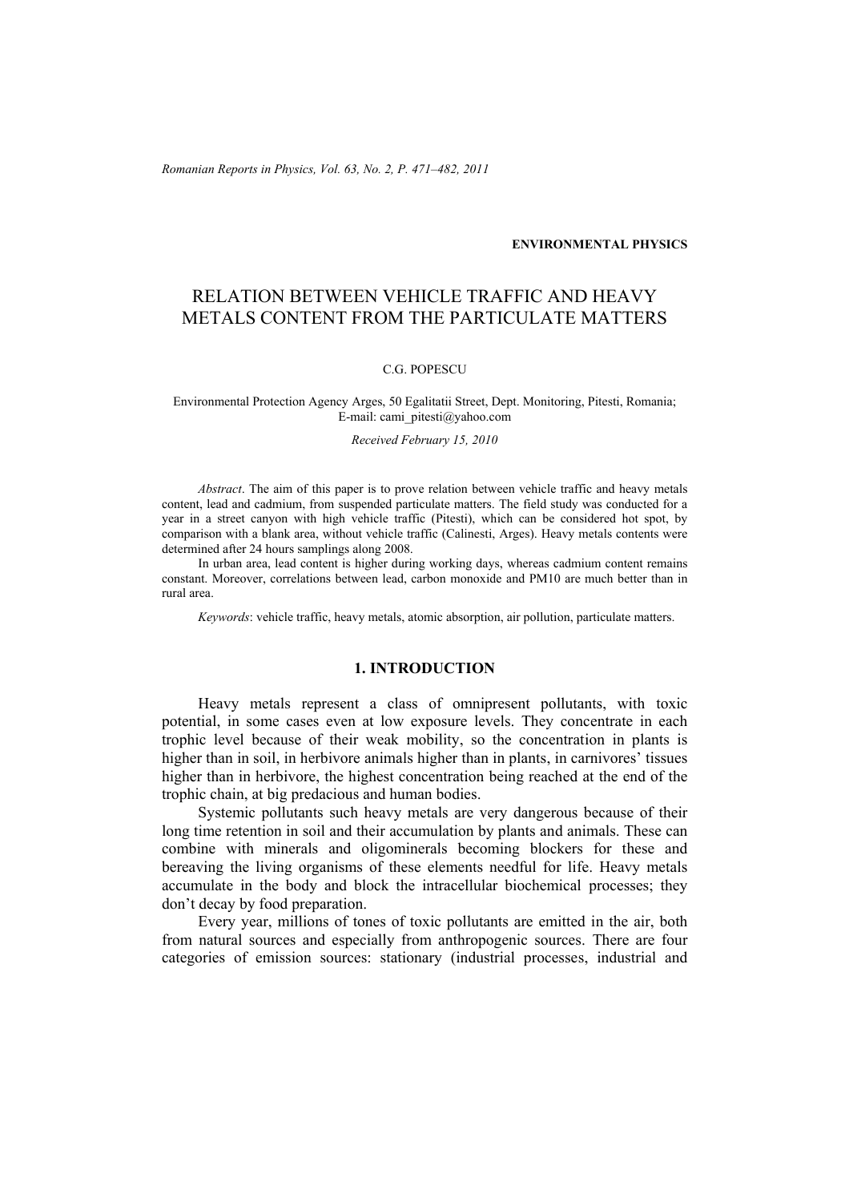ENVIRONMENTAL PHYSICS

# RELATION BETWEEN VEHICLE TRAFFIC AND HEAVY METALS CONTENT FROM THE PARTICULATE MATTERS

C.G. POPESCU

Environmental Protection Agency Arges, 50 Egalitatii Street, Dept. Monitoring, Pitesti, Romania;
E-mail: cami_pitesti@yahoo.com

*Received February 15, 2010*

*Abstract*. The aim of this paper is to prove relation between vehicle traffic and heavy metals content, lead and cadmium, from suspended particulate matters. The field study was conducted for a year in a street canyon with high vehicle traffic (Pitesti), which can be considered hot spot, by comparison with a blank area, without vehicle traffic (Calinesti, Arges). Heavy metals contents were determined after 24 hours samplings along 2008.

In urban area, lead content is higher during working days, whereas cadmium content remains constant. Moreover, correlations between lead, carbon monoxide and PM10 are much better than in rural area.

*Keywords*: vehicle traffic, heavy metals, atomic absorption, air pollution, particulate matters.

## 1. INTRODUCTION

Heavy metals represent a class of omnipresent pollutants, with toxic potential, in some cases even at low exposure levels. They concentrate in each trophic level because of their weak mobility, so the concentration in plants is higher than in soil, in herbivore animals higher than in plants, in carnivores' tissues higher than in herbivore, the highest concentration being reached at the end of the trophic chain, at big predacious and human bodies.

Systemic pollutants such heavy metals are very dangerous because of their long time retention in soil and their accumulation by plants and animals. These can combine with minerals and oligominerals becoming blockers for these and bereaving the living organisms of these elements needful for life. Heavy metals accumulate in the body and block the intracellular biochemical processes; they don't decay by food preparation.

Every year, millions of tones of toxic pollutants are emitted in the air, both from natural sources and especially from anthropogenic sources. There are four categories of emission sources: stationary (industrial processes, industrial and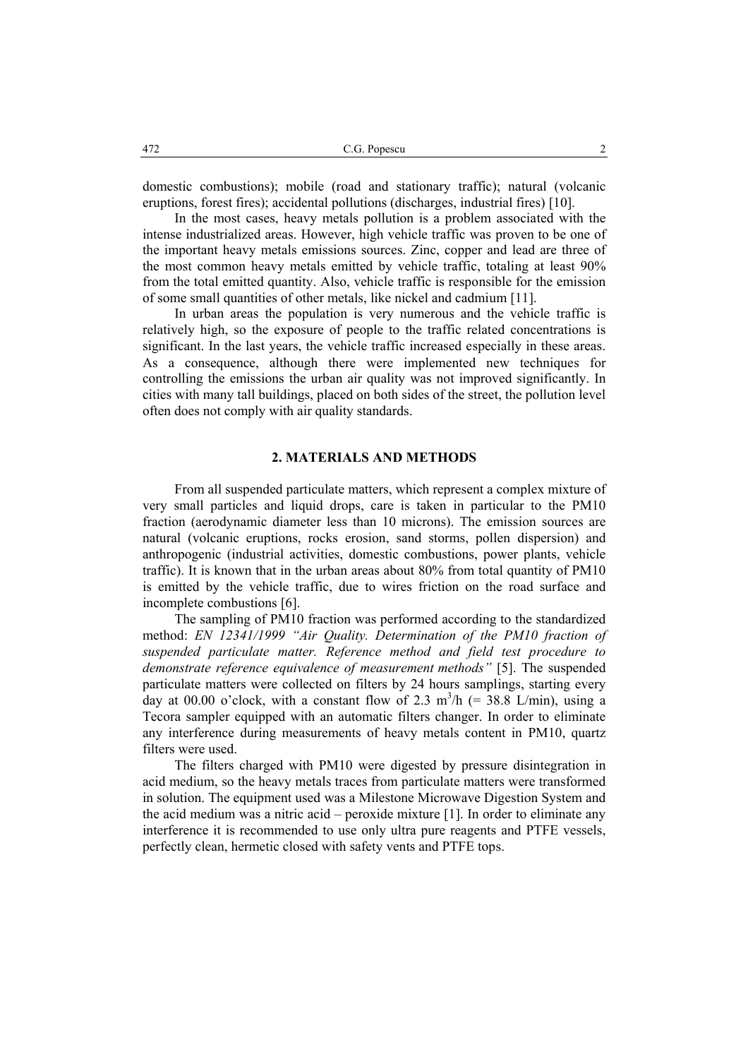domestic combustions); mobile (road and stationary traffic); natural (volcanic eruptions, forest fires); accidental pollutions (discharges, industrial fires) [10].

In the most cases, heavy metals pollution is a problem associated with the intense industrialized areas. However, high vehicle traffic was proven to be one of the important heavy metals emissions sources. Zinc, copper and lead are three of the most common heavy metals emitted by vehicle traffic, totaling at least 90% from the total emitted quantity. Also, vehicle traffic is responsible for the emission of some small quantities of other metals, like nickel and cadmium [11].

In urban areas the population is very numerous and the vehicle traffic is relatively high, so the exposure of people to the traffic related concentrations is significant. In the last years, the vehicle traffic increased especially in these areas. As a consequence, although there were implemented new techniques for controlling the emissions the urban air quality was not improved significantly. In cities with many tall buildings, placed on both sides of the street, the pollution level often does not comply with air quality standards.

## 2. MATERIALS AND METHODS

From all suspended particulate matters, which represent a complex mixture of very small particles and liquid drops, care is taken in particular to the PM10 fraction (aerodynamic diameter less than 10 microns). The emission sources are natural (volcanic eruptions, rocks erosion, sand storms, pollen dispersion) and anthropogenic (industrial activities, domestic combustions, power plants, vehicle traffic). It is known that in the urban areas about 80% from total quantity of PM10 is emitted by the vehicle traffic, due to wires friction on the road surface and incomplete combustions [6].

The sampling of PM10 fraction was performed according to the standardized method: *EN 12341/1999 "Air Quality. Determination of the PM10 fraction of suspended particulate matter. Reference method and field test procedure to demonstrate reference equivalence of measurement methods"* [5]. The suspended particulate matters were collected on filters by 24 hours samplings, starting every day at 00.00 o'clock, with a constant flow of 2.3 $m^3/h$ (= 38.8 L/min), using a Tecora sampler equipped with an automatic filters changer. In order to eliminate any interference during measurements of heavy metals content in PM10, quartz filters were used.

The filters charged with PM10 were digested by pressure disintegration in acid medium, so the heavy metals traces from particulate matters were transformed in solution. The equipment used was a Milestone Microwave Digestion System and the acid medium was a nitric acid – peroxide mixture [1]. In order to eliminate any interference it is recommended to use only ultra pure reagents and PTFE vessels, perfectly clean, hermetic closed with safety vents and PTFE tops.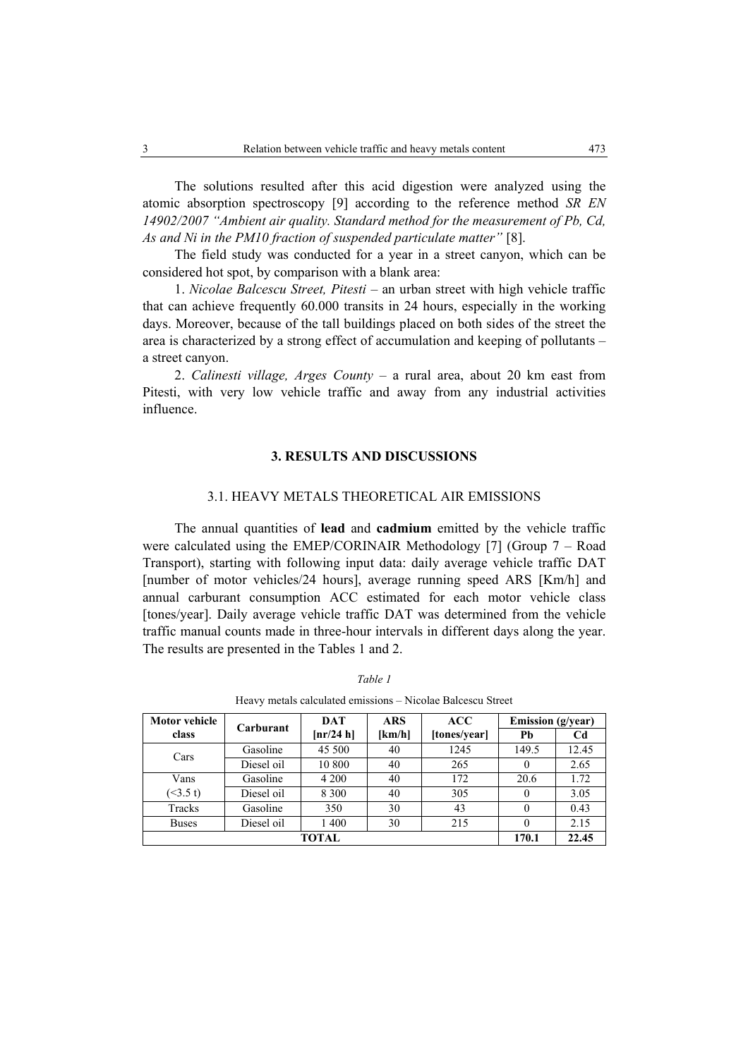The solutions resulted after this acid digestion were analyzed using the atomic absorption spectroscopy [9] according to the reference method *SR EN 14902/2007 "Ambient air quality. Standard method for the measurement of Pb, Cd, As and Ni in the PM10 fraction of suspended particulate matter"* [8].

The field study was conducted for a year in a street canyon, which can be considered hot spot, by comparison with a blank area:

1. *Nicolae Balcescu Street, Pitesti* – an urban street with high vehicle traffic that can achieve frequently 60.000 transits in 24 hours, especially in the working days. Moreover, because of the tall buildings placed on both sides of the street the area is characterized by a strong effect of accumulation and keeping of pollutants – a street canyon.

2. *Calinesti village, Arges County* – a rural area, about 20 km east from Pitesti, with very low vehicle traffic and away from any industrial activities influence.

## 3. RESULTS AND DISCUSSIONS

### 3.1. HEAVY METALS THEORETICAL AIR EMISSIONS

The annual quantities of **lead** and **cadmium** emitted by the vehicle traffic were calculated using the EMEP/CORINAIR Methodology [7] (Group 7 – Road Transport), starting with following input data: daily average vehicle traffic DAT [number of motor vehicles/24 hours], average running speed ARS [Km/h] and annual carburant consumption ACC estimated for each motor vehicle class [tones/year]. Daily average vehicle traffic DAT was determined from the vehicle traffic manual counts made in three-hour intervals in different days along the year. The results are presented in the Tables 1 and 2.

*Table 1*

Heavy metals calculated emissions – Nicolae Balcescu Street

| Motor vehicle class | Carburant | DAT [nr/24 h] | ARS [km/h] | ACC [tones/year] | Emission (g/year) | |
|---|---|---|---|---|---|---|
| | | | | | Pb | Cd |
| Cars | Gasoline | 45 500 | 40 | 1245 | 149.5 | 12.45 |
| | Diesel oil | 10 800 | 40 | 265 | 0 | 2.65 |
| Vans (<3.5 t) | Gasoline | 4 200 | 40 | 172 | 20.6 | 1.72 |
| | Diesel oil | 8 300 | 40 | 305 | 0 | 3.05 |
| Tracks | Gasoline | 350 | 30 | 43 | 0 | 0.43 |
| Buses | Diesel oil | 1 400 | 30 | 215 | 0 | 2.15 |
| **TOTAL** | | | | | **170.1** | **22.45** |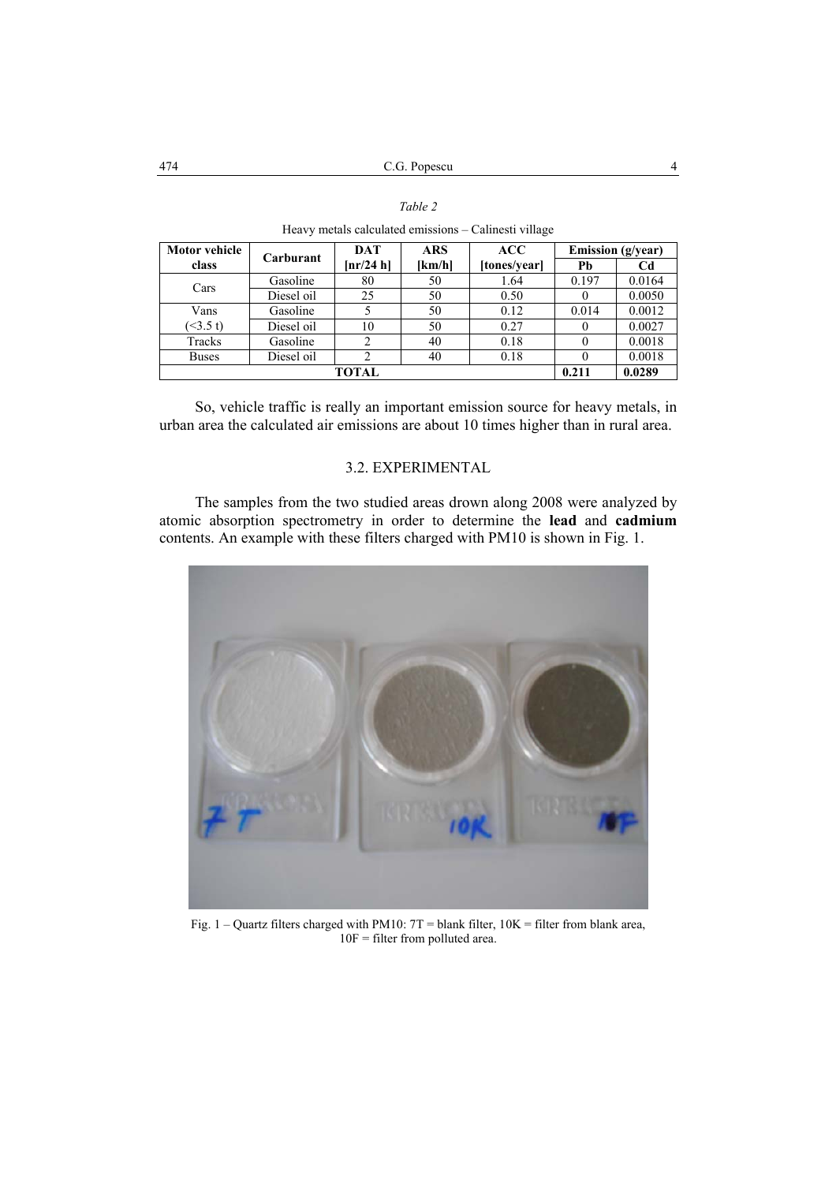*Table 2*

Heavy metals calculated emissions – Calinesti village

| Motor vehicle class | Carburant | DAT [nr/24 h] | ARS [km/h] | ACC [tones/year] | Emission (g/year) | |
|---|---|---|---|---|---|---|
| | | | | | Pb | Cd |
| Cars | Gasoline | 80 | 50 | 1.64 | 0.197 | 0.0164 |
| | Diesel oil | 25 | 50 | 0.50 | 0 | 0.0050 |
| Vans (<3.5 t) | Gasoline | 5 | 50 | 0.12 | 0.014 | 0.0012 |
| | Diesel oil | 10 | 50 | 0.27 | 0 | 0.0027 |
| Tracks | Gasoline | 2 | 40 | 0.18 | 0 | 0.0018 |
| Buses | Diesel oil | 2 | 40 | 0.18 | 0 | 0.0018 |
| **TOTAL** | | | | | **0.211** | **0.0289** |

So, vehicle traffic is really an important emission source for heavy metals, in urban area the calculated air emissions are about 10 times higher than in rural area.

### 3.2. EXPERIMENTAL

The samples from the two studied areas drown along 2008 were analyzed by atomic absorption spectrometry in order to determine the **lead** and **cadmium** contents. An example with these filters charged with PM10 is shown in Fig. 1.

Fig. 1 – Quartz filters charged with PM10: 7T = blank filter, 10K = filter from blank area, 10F = filter from polluted area.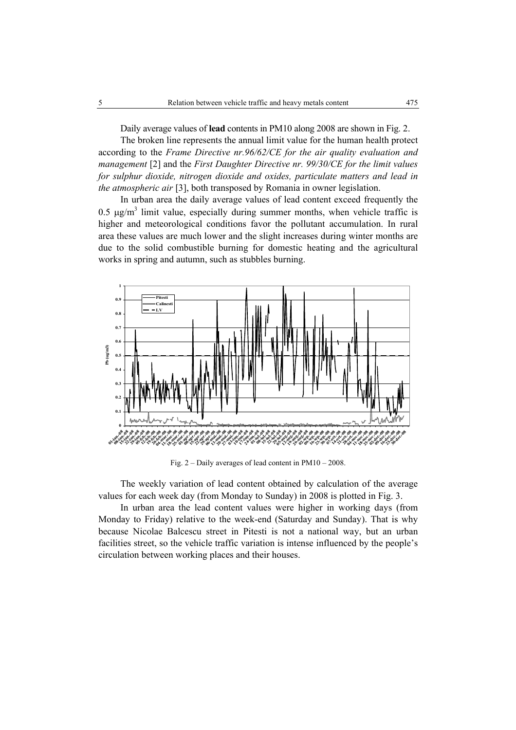Daily average values of **lead** contents in PM10 along 2008 are shown in Fig. 2.

The broken line represents the annual limit value for the human health protect according to the *Frame Directive nr.96/62/CE for the air quality evaluation and management* [2] and the *First Daughter Directive nr. 99/30/CE for the limit values for sulphur dioxide, nitrogen dioxide and oxides, particulate matters and lead in the atmospheric air* [3], both transposed by Romania in owner legislation.

In urban area the daily average values of lead content exceed frequently the 0.5 $\mu g/m^3$ limit value, especially during summer months, when vehicle traffic is higher and meteorological conditions favor the pollutant accumulation. In rural area these values are much lower and the slight increases during winter months are due to the solid combustible burning for domestic heating and the agricultural works in spring and autumn, such as stubbles burning.

Fig. 2 – Daily averages of lead content in PM10 – 2008.

The weekly variation of lead content obtained by calculation of the average values for each week day (from Monday to Sunday) in 2008 is plotted in Fig. 3.

In urban area the lead content values were higher in working days (from Monday to Friday) relative to the week-end (Saturday and Sunday). That is why because Nicolae Balcescu street in Pitesti is not a national way, but an urban facilities street, so the vehicle traffic variation is intense influenced by the people's circulation between working places and their houses.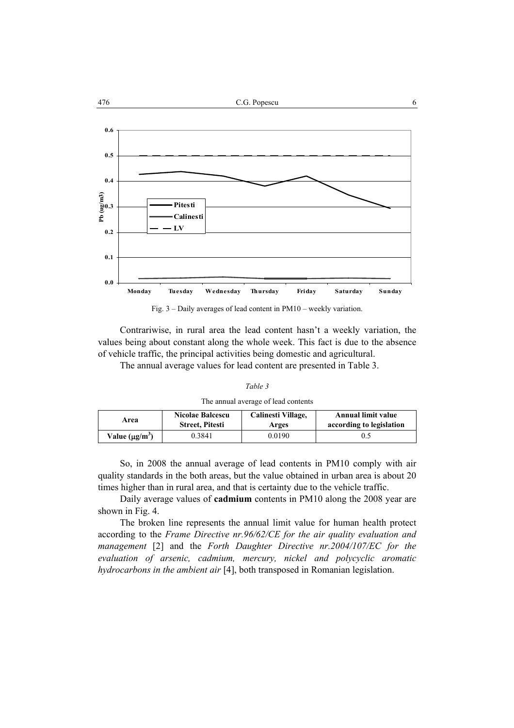Fig. 3 – Daily averages of lead content in PM10 – weekly variation.

Contrariwise, in rural area the lead content hasn't a weekly variation, the values being about constant along the whole week. This fact is due to the absence of vehicle traffic, the principal activities being domestic and agricultural.

The annual average values for lead content are presented in Table 3.

*Table 3*

The annual average of lead contents

| Area | Nicolae Balcescu Street, Pitesti | Calinesti Village, Arges | Annual limit value according to legislation |
|---|---|---|---|
| Value ($\mu g/m^3$) | 0.3841 | 0.0190 | 0.5 |

So, in 2008 the annual average of lead contents in PM10 comply with air quality standards in the both areas, but the value obtained in urban area is about 20 times higher than in rural area, and that is certainty due to the vehicle traffic.

Daily average values of **cadmium** contents in PM10 along the 2008 year are shown in Fig. 4.

The broken line represents the annual limit value for human health protect according to the *Frame Directive nr.96/62/CE for the air quality evaluation and management* [2] and the *Forth Daughter Directive nr.2004/107/EC for the evaluation of arsenic, cadmium, mercury, nickel and polycyclic aromatic hydrocarbons in the ambient air* [4], both transposed in Romanian legislation.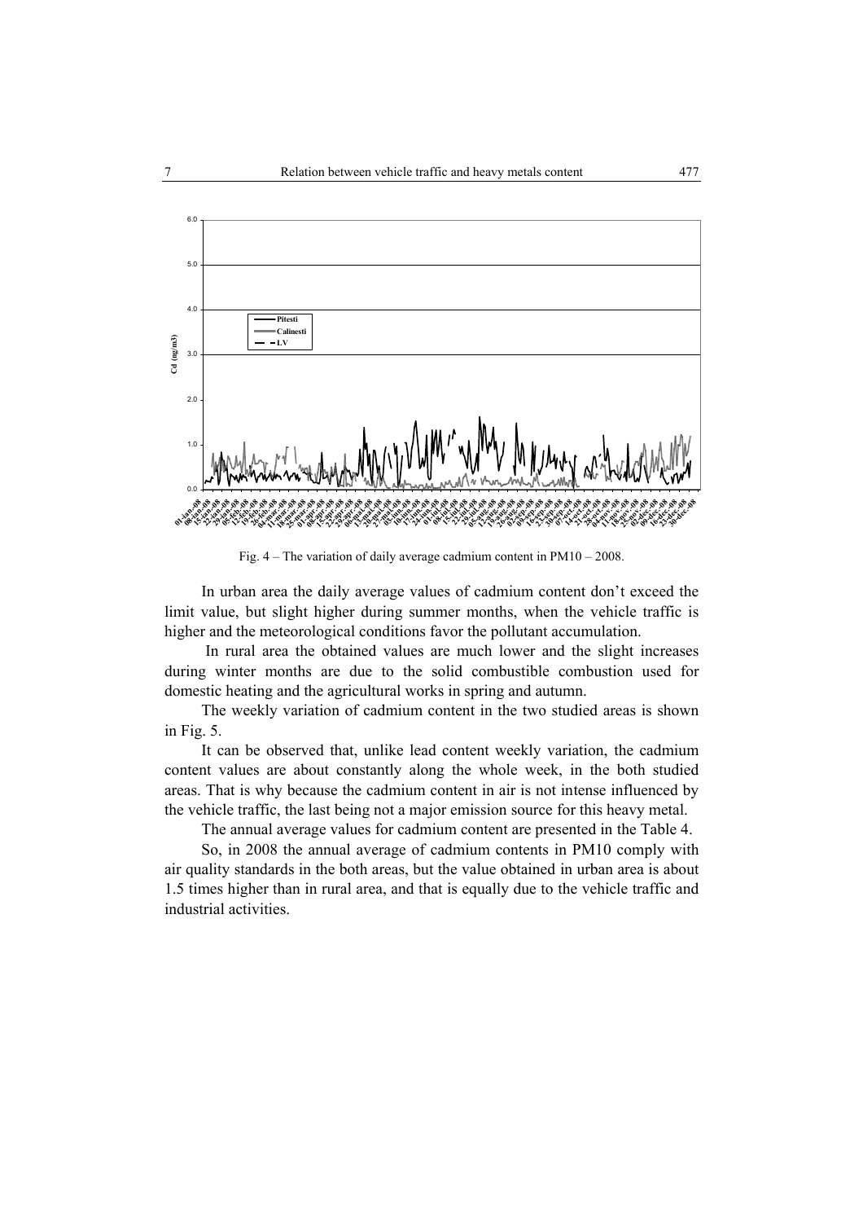Fig. 4 – The variation of daily average cadmium content in PM10 – 2008.

In urban area the daily average values of cadmium content don't exceed the limit value, but slight higher during summer months, when the vehicle traffic is higher and the meteorological conditions favor the pollutant accumulation.

In rural area the obtained values are much lower and the slight increases during winter months are due to the solid combustible combustion used for domestic heating and the agricultural works in spring and autumn.

The weekly variation of cadmium content in the two studied areas is shown in Fig. 5.

It can be observed that, unlike lead content weekly variation, the cadmium content values are about constantly along the whole week, in the both studied areas. That is why because the cadmium content in air is not intense influenced by the vehicle traffic, the last being not a major emission source for this heavy metal.

The annual average values for cadmium content are presented in the Table 4.

So, in 2008 the annual average of cadmium contents in PM10 comply with air quality standards in the both areas, but the value obtained in urban area is about 1.5 times higher than in rural area, and that is equally due to the vehicle traffic and industrial activities.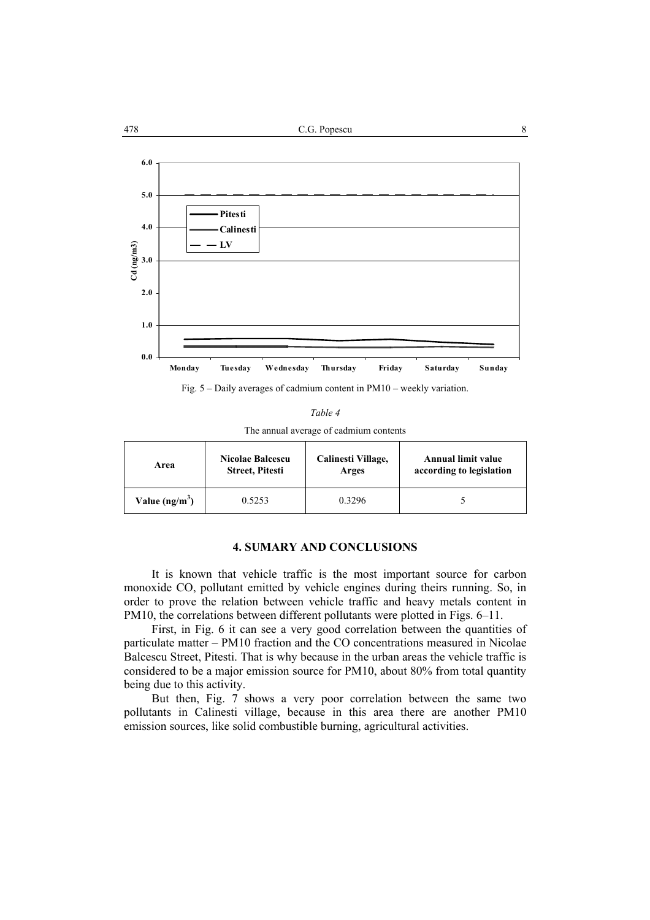Fig. 5 – Daily averages of cadmium content in PM10 – weekly variation.

*Table 4*

The annual average of cadmium contents

| Area | Nicolae Balcescu Street, Pitesti | Calinesti Village, Arges | Annual limit value according to legislation |
|---|---|---|---|
| Value (ng/m$^3$) | 0.5253 | 0.3296 | 5 |

## 4. SUMARY AND CONCLUSIONS

It is known that vehicle traffic is the most important source for carbon monoxide CO, pollutant emitted by vehicle engines during theirs running. So, in order to prove the relation between vehicle traffic and heavy metals content in PM10, the correlations between different pollutants were plotted in Figs. 6–11.

First, in Fig. 6 it can see a very good correlation between the quantities of particulate matter – PM10 fraction and the CO concentrations measured in Nicolae Balcescu Street, Pitesti. That is why because in the urban areas the vehicle traffic is considered to be a major emission source for PM10, about 80% from total quantity being due to this activity.

But then, Fig. 7 shows a very poor correlation between the same two pollutants in Calinesti village, because in this area there are another PM10 emission sources, like solid combustible burning, agricultural activities.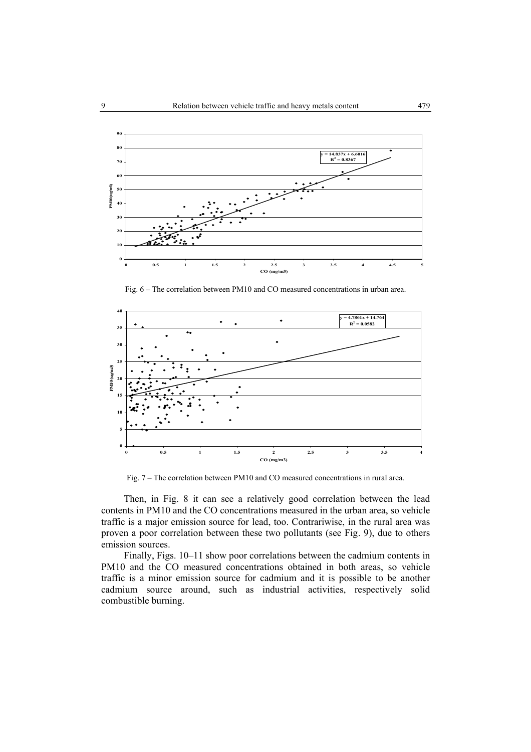Fig. 6 – The correlation between PM10 and CO measured concentrations in urban area.

Fig. 7 – The correlation between PM10 and CO measured concentrations in rural area.

Then, in Fig. 8 it can see a relatively good correlation between the lead contents in PM10 and the CO concentrations measured in the urban area, so vehicle traffic is a major emission source for lead, too. Contrariwise, in the rural area was proven a poor correlation between these two pollutants (see Fig. 9), due to others emission sources.

Finally, Figs. 10–11 show poor correlations between the cadmium contents in PM10 and the CO measured concentrations obtained in both areas, so vehicle traffic is a minor emission source for cadmium and it is possible to be another cadmium source around, such as industrial activities, respectively solid combustible burning.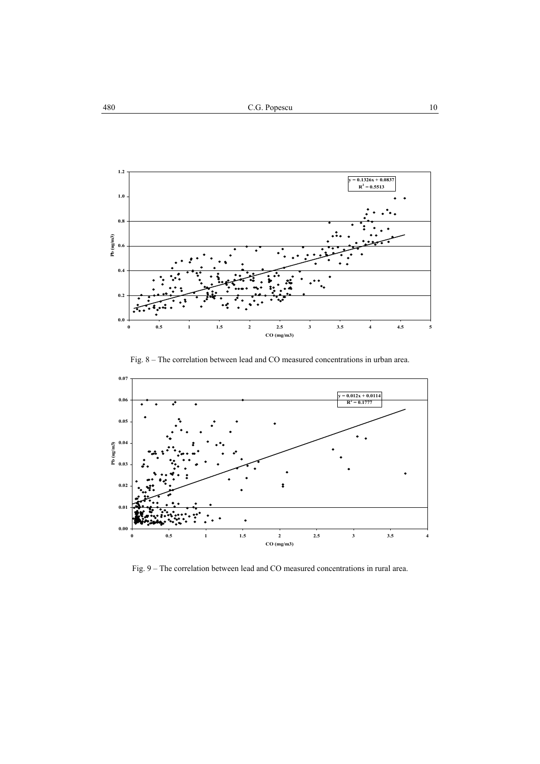Fig. 8 – The correlation between lead and CO measured concentrations in urban area.

Fig. 9 – The correlation between lead and CO measured concentrations in rural area.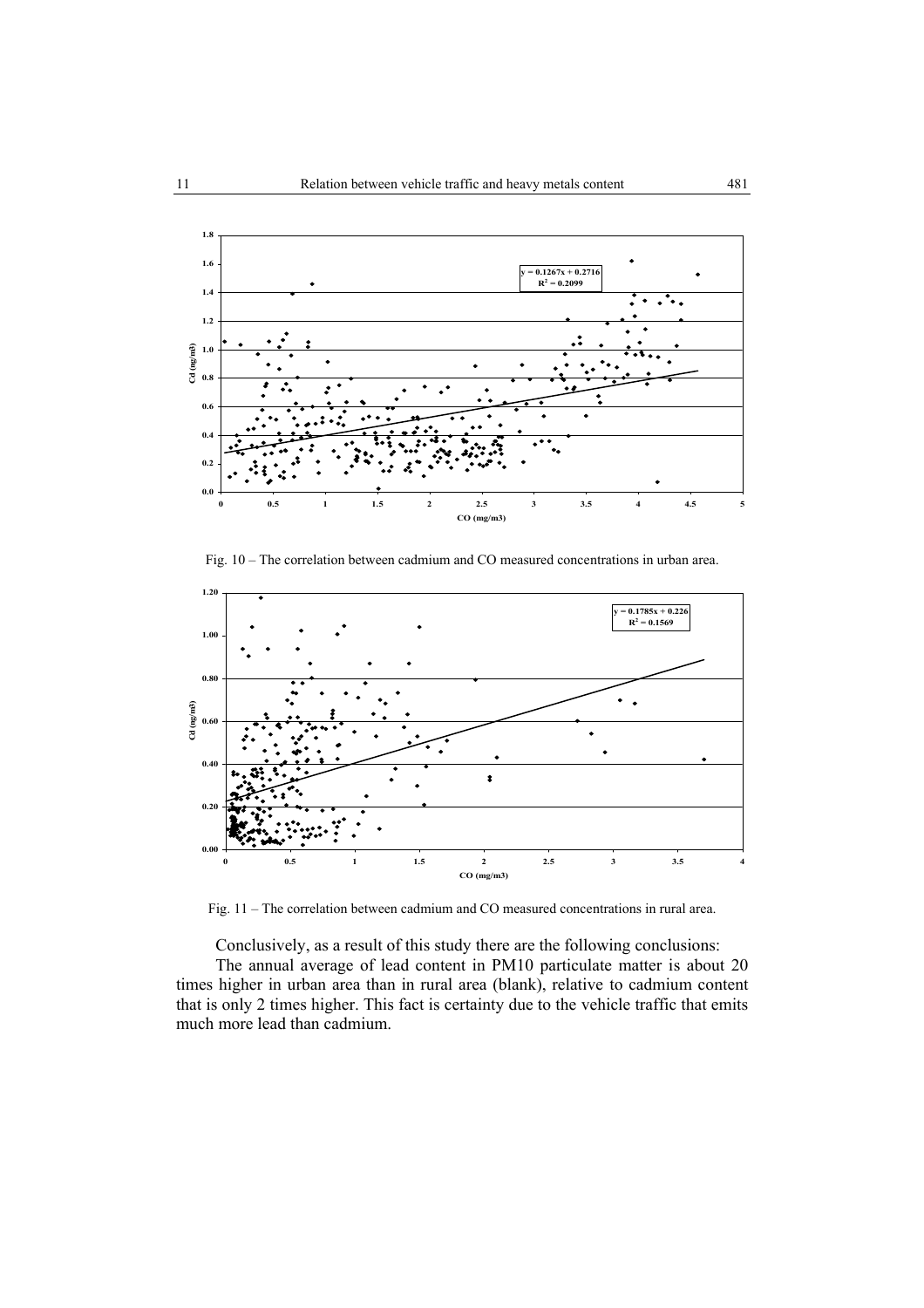Fig. 10 – The correlation between cadmium and CO measured concentrations in urban area.

Fig. 11 – The correlation between cadmium and CO measured concentrations in rural area.

Conclusively, as a result of this study there are the following conclusions:

The annual average of lead content in PM10 particulate matter is about 20 times higher in urban area than in rural area (blank), relative to cadmium content that is only 2 times higher. This fact is certainty due to the vehicle traffic that emits much more lead than cadmium.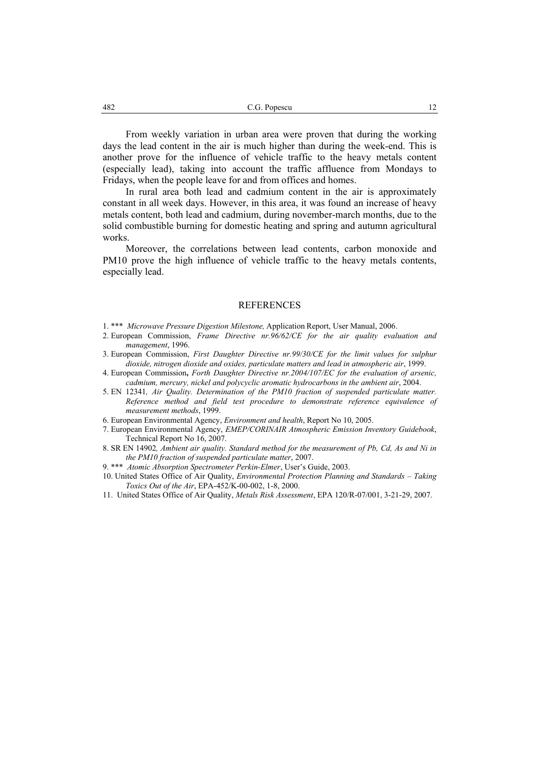From weekly variation in urban area were proven that during the working days the lead content in the air is much higher than during the week-end. This is another prove for the influence of vehicle traffic to the heavy metals content (especially lead), taking into account the traffic affluence from Mondays to Fridays, when the people leave for and from offices and homes.

In rural area both lead and cadmium content in the air is approximately constant in all week days. However, in this area, it was found an increase of heavy metals content, both lead and cadmium, during november-march months, due to the solid combustible burning for domestic heating and spring and autumn agricultural works.

Moreover, the correlations between lead contents, carbon monoxide and PM10 prove the high influence of vehicle traffic to the heavy metals contents, especially lead.

## REFERENCES

1. *** *Microwave Pressure Digestion Milestone,* Application Report, User Manual, 2006.
2. European Commission, *Frame Directive nr.96/62/CE for the air quality evaluation and management*, 1996.
3. European Commission, *First Daughter Directive nr.99/30/CE for the limit values for sulphur dioxide, nitrogen dioxide and oxides, particulate matters and lead in atmospheric air*, 1999.
4. European Commission**,** *Forth Daughter Directive nr.2004/107/EC for the evaluation of arsenic, cadmium, mercury, nickel and polycyclic aromatic hydrocarbons in the ambient air*, 2004.
5. EN 12341*, Air Quality. Determination of the PM10 fraction of suspended particulate matter. Reference method and field test procedure to demonstrate reference equivalence of measurement methods*, 1999.
6. European Environmental Agency, *Environment and health*, Report No 10, 2005.
7. European Environmental Agency, *EMEP/CORINAIR Atmospheric Emission Inventory Guidebook*, Technical Report No 16, 2007.
8. SR EN 14902*, Ambient air quality. Standard method for the measurement of Pb, Cd, As and Ni in the PM10 fraction of suspended particulate matter*, 2007.
9. *** *Atomic Absorption Spectrometer Perkin-Elmer*, User's Guide, 2003.
10. United States Office of Air Quality, *Environmental Protection Planning and Standards – Taking Toxics Out of the Air*, EPA-452/K-00-002, 1-8, 2000.
11. United States Office of Air Quality, *Metals Risk Assessment*, EPA 120/R-07/001, 3-21-29, 2007.